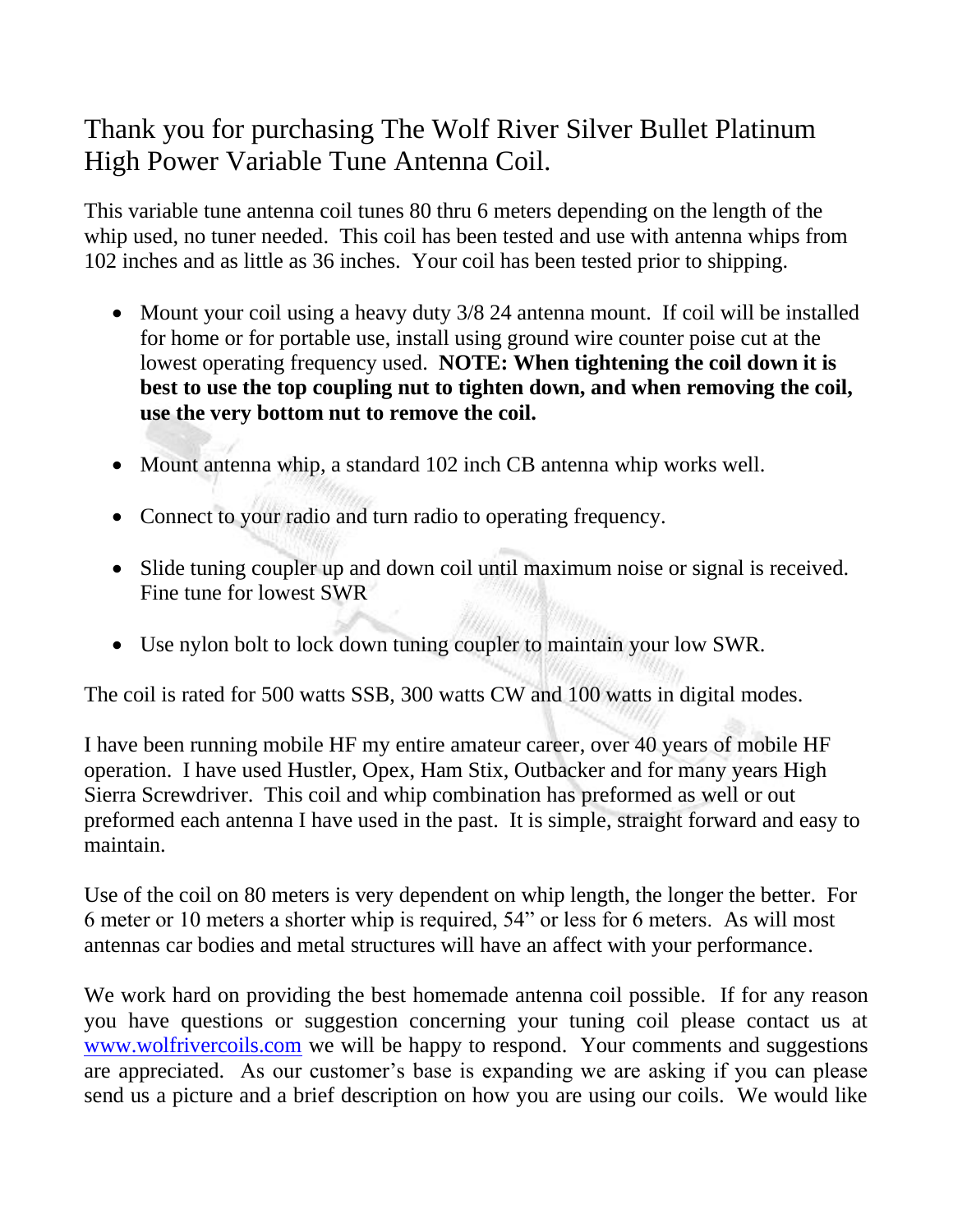# Thank you for purchasing The Wolf River Silver Bullet Platinum High Power Variable Tune Antenna Coil.

This variable tune antenna coil tunes 80 thru 6 meters depending on the length of the whip used, no tuner needed. This coil has been tested and use with antenna whips from 102 inches and as little as 36 inches. Your coil has been tested prior to shipping.

- Mount your coil using a heavy duty 3/8 24 antenna mount. If coil will be installed for home or for portable use, install using ground wire counter poise cut at the lowest operating frequency used. **NOTE: When tightening the coil down it is best to use the top coupling nut to tighten down, and when removing the coil, use the very bottom nut to remove the coil.**
- Mount antenna whip, a standard 102 inch CB antenna whip works well.
- Connect to your radio and turn radio to operating frequency.
- Slide tuning coupler up and down coil until maximum noise or signal is received. Fine tune for lowest SWR
- Use nylon bolt to lock down tuning coupler to maintain your low SWR.

The coil is rated for 500 watts SSB, 300 watts CW and 100 watts in digital modes.

I have been running mobile HF my entire amateur career, over 40 years of mobile HF operation. I have used Hustler, Opex, Ham Stix, Outbacker and for many years High Sierra Screwdriver. This coil and whip combination has preformed as well or out preformed each antenna I have used in the past. It is simple, straight forward and easy to maintain.

Use of the coil on 80 meters is very dependent on whip length, the longer the better. For 6 meter or 10 meters a shorter whip is required, 54" or less for 6 meters. As will most antennas car bodies and metal structures will have an affect with your performance.

We work hard on providing the best homemade antenna coil possible. If for any reason you have questions or suggestion concerning your tuning coil please contact us at [www.wolfrivercoils.com](http://www.wolfrivercoils.com) we will be happy to respond. Your comments and suggestions are appreciated. As our customer's base is expanding we are asking if you can please send us a picture and a brief description on how you are using our coils. We would like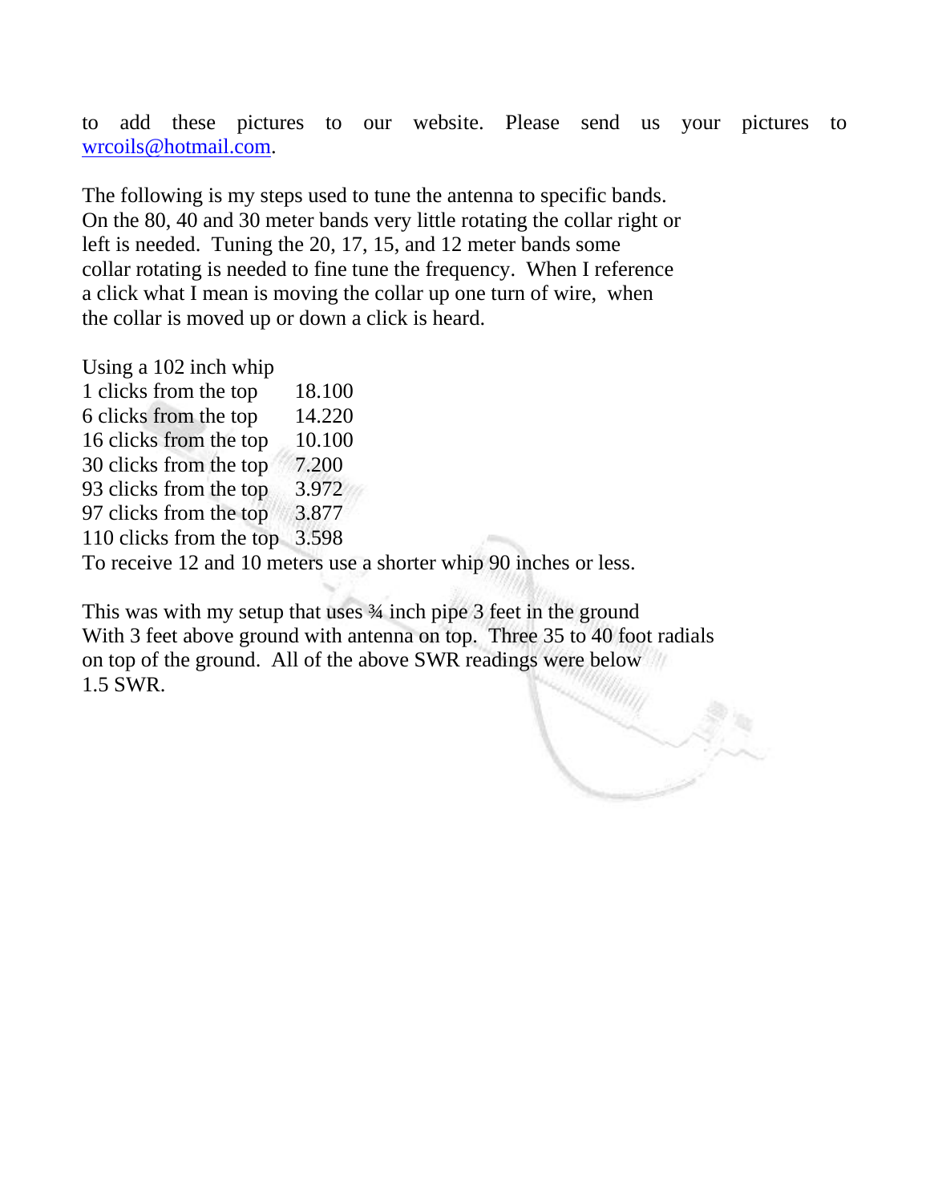to add these pictures to our website. Please send us your pictures to wrcoils@hotmail.com.

The following is my steps used to tune the antenna to specific bands. On the 80, 40 and 30 meter bands very little rotating the collar right or left is needed. Tuning the 20, 17, 15, and 12 meter bands some collar rotating is needed to fine tune the frequency. When I reference a click what I mean is moving the collar up one turn of wire, when the collar is moved up or down a click is heard.

Using a 102 inch whip

| | |
|---|---|
| 1 clicks from the top | 18.100 |
| 6 clicks from the top | 14.220 |
| 16 clicks from the top | 10.100 |
| 30 clicks from the top | 7.200 |
| 93 clicks from the top | 3.972 |
| 97 clicks from the top | 3.877 |
| 110 clicks from the top | 3.598 |

To receive 12 and 10 meters use a shorter whip 90 inches or less.

This was with my setup that uses ¾ inch pipe 3 feet in the ground With 3 feet above ground with antenna on top. Three 35 to 40 foot radials on top of the ground. All of the above SWR readings were below 1.5 SWR.